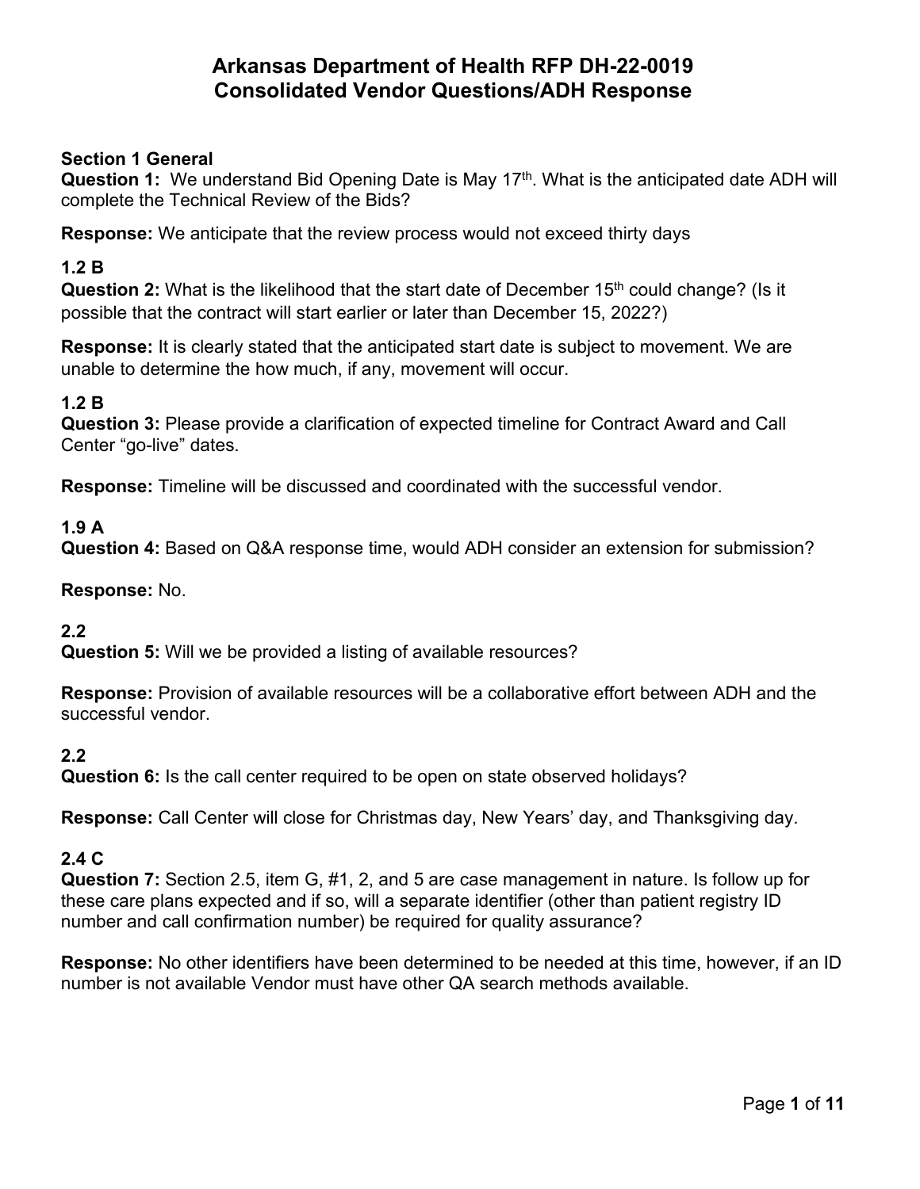# Arkansas Department of Health RFP DH-22-0019
# Consolidated Vendor Questions/ADH Response

**Section 1 General**
**Question 1:** We understand Bid Opening Date is May 17th. What is the anticipated date ADH will complete the Technical Review of the Bids?

**Response:** We anticipate that the review process would not exceed thirty days

**1.2 B**
**Question 2:** What is the likelihood that the start date of December 15th could change? (Is it possible that the contract will start earlier or later than December 15, 2022?)

**Response:** It is clearly stated that the anticipated start date is subject to movement. We are unable to determine the how much, if any, movement will occur.

**1.2 B**
**Question 3:** Please provide a clarification of expected timeline for Contract Award and Call Center "go-live" dates.

**Response:** Timeline will be discussed and coordinated with the successful vendor.

**1.9 A**
**Question 4:** Based on Q&A response time, would ADH consider an extension for submission?

**Response:** No.

**2.2**
**Question 5:** Will we be provided a listing of available resources?

**Response:** Provision of available resources will be a collaborative effort between ADH and the successful vendor.

**2.2**
**Question 6:** Is the call center required to be open on state observed holidays?

**Response:** Call Center will close for Christmas day, New Years' day, and Thanksgiving day.

**2.4 C**
**Question 7:** Section 2.5, item G, #1, 2, and 5 are case management in nature. Is follow up for these care plans expected and if so, will a separate identifier (other than patient registry ID number and call confirmation number) be required for quality assurance?

**Response:** No other identifiers have been determined to be needed at this time, however, if an ID number is not available Vendor must have other QA search methods available.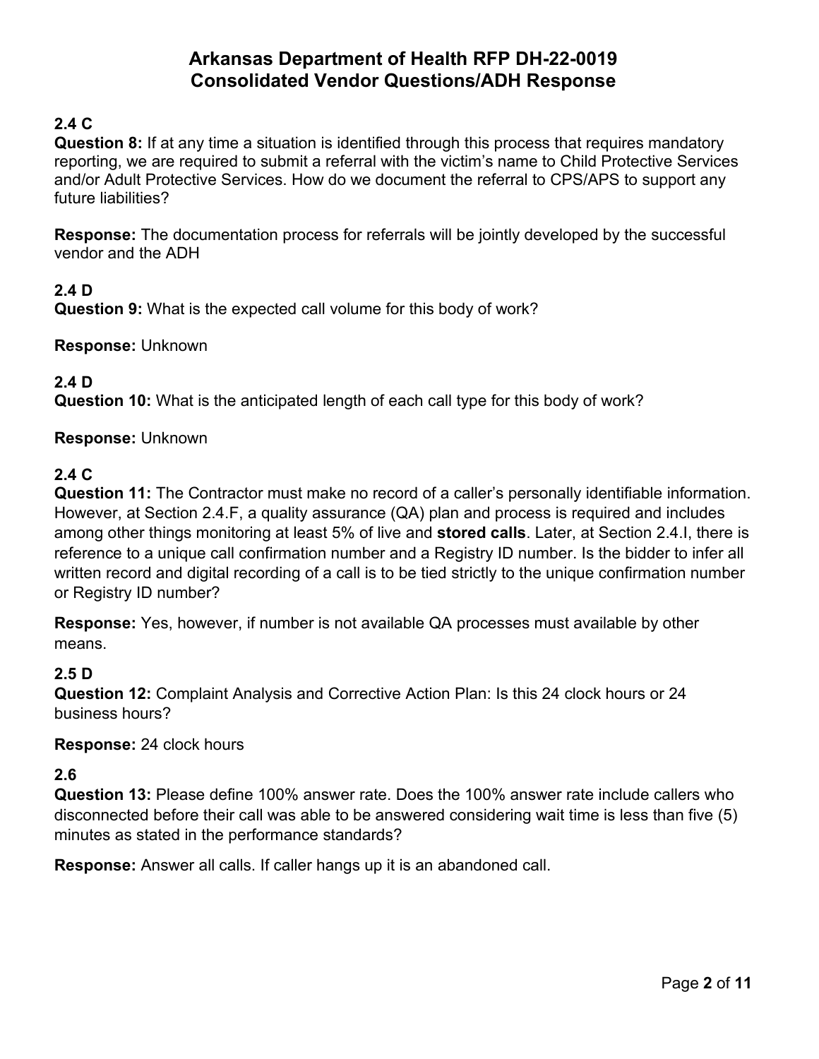# Arkansas Department of Health RFP DH-22-0019
# Consolidated Vendor Questions/ADH Response

**2.4 C**

**Question 8:** If at any time a situation is identified through this process that requires mandatory reporting, we are required to submit a referral with the victim's name to Child Protective Services and/or Adult Protective Services. How do we document the referral to CPS/APS to support any future liabilities?

**Response:** The documentation process for referrals will be jointly developed by the successful vendor and the ADH

**2.4 D**

**Question 9:** What is the expected call volume for this body of work?

**Response:** Unknown

**2.4 D**

**Question 10:** What is the anticipated length of each call type for this body of work?

**Response:** Unknown

**2.4 C**

**Question 11:** The Contractor must make no record of a caller's personally identifiable information. However, at Section 2.4.F, a quality assurance (QA) plan and process is required and includes among other things monitoring at least 5% of live and **stored calls**. Later, at Section 2.4.I, there is reference to a unique call confirmation number and a Registry ID number. Is the bidder to infer all written record and digital recording of a call is to be tied strictly to the unique confirmation number or Registry ID number?

**Response:** Yes, however, if number is not available QA processes must available by other means.

**2.5 D**

**Question 12:** Complaint Analysis and Corrective Action Plan: Is this 24 clock hours or 24 business hours?

**Response:** 24 clock hours

**2.6**

**Question 13:** Please define 100% answer rate. Does the 100% answer rate include callers who disconnected before their call was able to be answered considering wait time is less than five (5) minutes as stated in the performance standards?

**Response:** Answer all calls. If caller hangs up it is an abandoned call.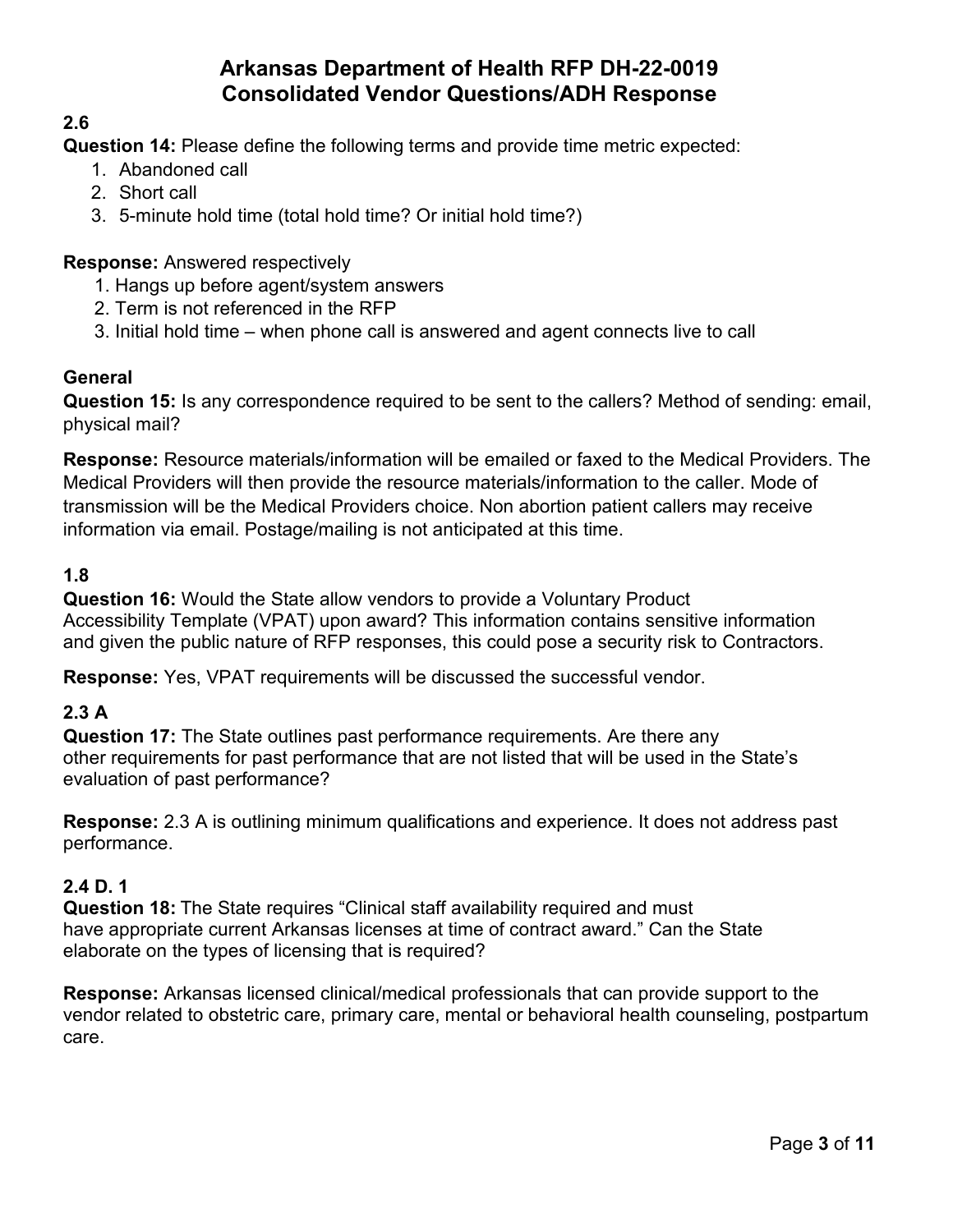# Arkansas Department of Health RFP DH-22-0019
# Consolidated Vendor Questions/ADH Response

**2.6**

**Question 14:** Please define the following terms and provide time metric expected:

1. Abandoned call
2. Short call
3. 5-minute hold time (total hold time? Or initial hold time?)

**Response:** Answered respectively

1. Hangs up before agent/system answers
2. Term is not referenced in the RFP
3. Initial hold time – when phone call is answered and agent connects live to call

**General**

**Question 15:** Is any correspondence required to be sent to the callers? Method of sending: email, physical mail?

**Response:** Resource materials/information will be emailed or faxed to the Medical Providers. The Medical Providers will then provide the resource materials/information to the caller. Mode of transmission will be the Medical Providers choice. Non abortion patient callers may receive information via email. Postage/mailing is not anticipated at this time.

**1.8**

**Question 16:** Would the State allow vendors to provide a Voluntary Product Accessibility Template (VPAT) upon award? This information contains sensitive information and given the public nature of RFP responses, this could pose a security risk to Contractors.

**Response:** Yes, VPAT requirements will be discussed the successful vendor.

**2.3 A**

**Question 17:** The State outlines past performance requirements. Are there any other requirements for past performance that are not listed that will be used in the State's evaluation of past performance?

**Response:** 2.3 A is outlining minimum qualifications and experience. It does not address past performance.

**2.4 D. 1**

**Question 18:** The State requires "Clinical staff availability required and must have appropriate current Arkansas licenses at time of contract award." Can the State elaborate on the types of licensing that is required?

**Response:** Arkansas licensed clinical/medical professionals that can provide support to the vendor related to obstetric care, primary care, mental or behavioral health counseling, postpartum care.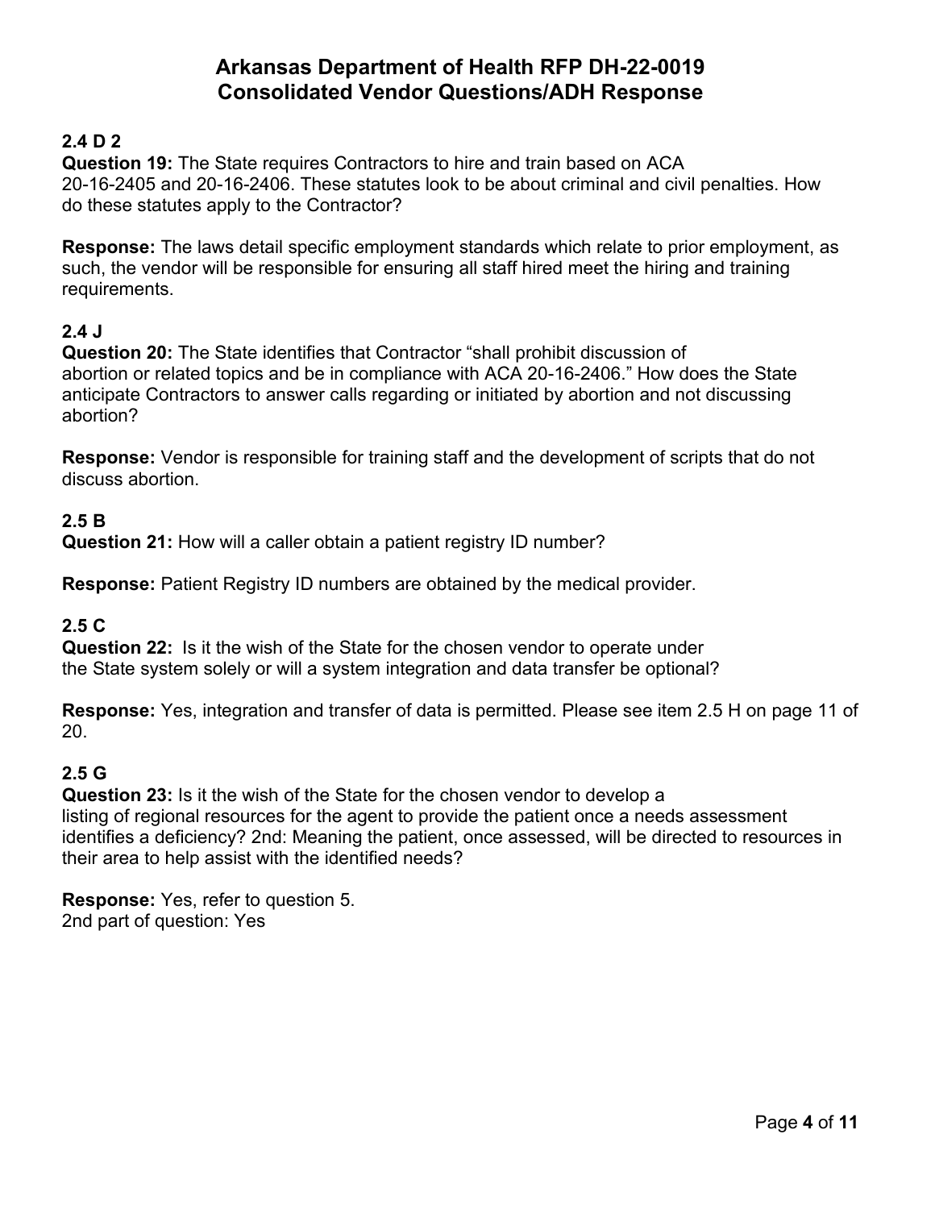# Arkansas Department of Health RFP DH-22-0019
# Consolidated Vendor Questions/ADH Response

**2.4 D 2**

**Question 19:** The State requires Contractors to hire and train based on ACA 20-16-2405 and 20-16-2406. These statutes look to be about criminal and civil penalties. How do these statutes apply to the Contractor?

**Response:** The laws detail specific employment standards which relate to prior employment, as such, the vendor will be responsible for ensuring all staff hired meet the hiring and training requirements.

**2.4 J**

**Question 20:** The State identifies that Contractor "shall prohibit discussion of abortion or related topics and be in compliance with ACA 20-16-2406." How does the State anticipate Contractors to answer calls regarding or initiated by abortion and not discussing abortion?

**Response:** Vendor is responsible for training staff and the development of scripts that do not discuss abortion.

**2.5 B**

**Question 21:** How will a caller obtain a patient registry ID number?

**Response:** Patient Registry ID numbers are obtained by the medical provider.

**2.5 C**

**Question 22:** Is it the wish of the State for the chosen vendor to operate under the State system solely or will a system integration and data transfer be optional?

**Response:** Yes, integration and transfer of data is permitted. Please see item 2.5 H on page 11 of 20.

**2.5 G**

**Question 23:** Is it the wish of the State for the chosen vendor to develop a listing of regional resources for the agent to provide the patient once a needs assessment identifies a deficiency? 2nd: Meaning the patient, once assessed, will be directed to resources in their area to help assist with the identified needs?

**Response:** Yes, refer to question 5.
2nd part of question: Yes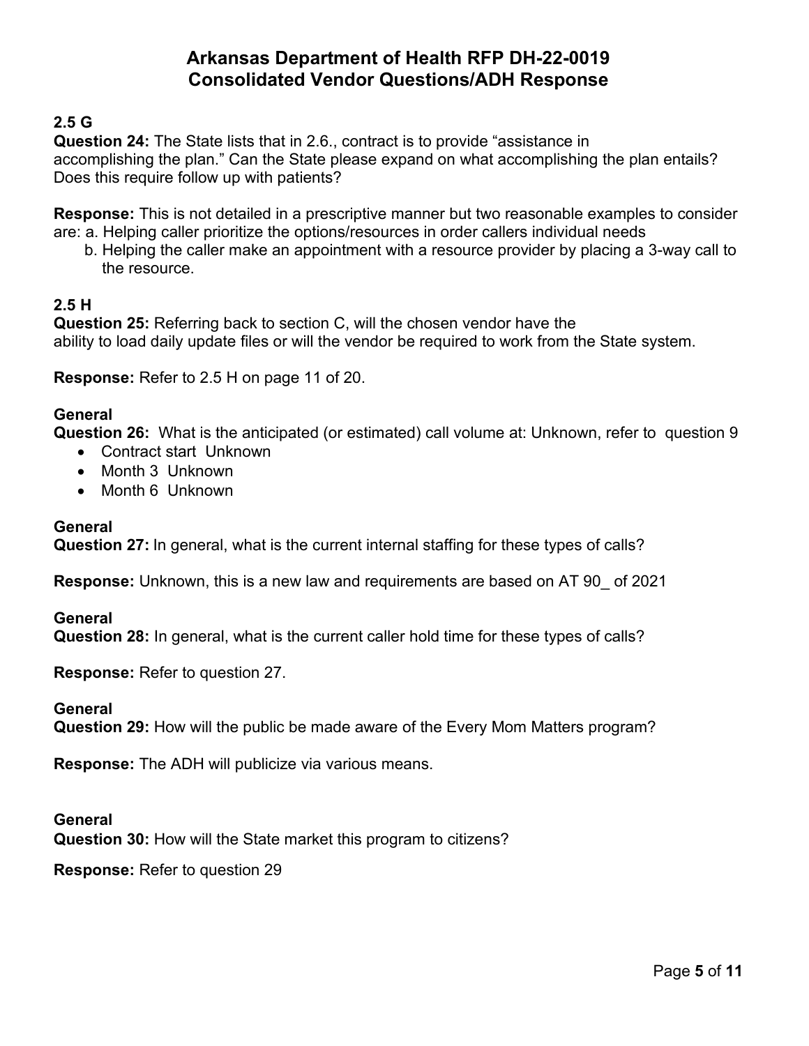# Arkansas Department of Health RFP DH-22-0019
# Consolidated Vendor Questions/ADH Response

**2.5 G**

**Question 24:** The State lists that in 2.6., contract is to provide "assistance in accomplishing the plan." Can the State please expand on what accomplishing the plan entails? Does this require follow up with patients?

**Response:** This is not detailed in a prescriptive manner but two reasonable examples to consider are: a. Helping caller prioritize the options/resources in order callers individual needs

b. Helping the caller make an appointment with a resource provider by placing a 3-way call to the resource.

**2.5 H**

**Question 25:** Referring back to section C, will the chosen vendor have the ability to load daily update files or will the vendor be required to work from the State system.

**Response:** Refer to 2.5 H on page 11 of 20.

**General**

**Question 26:** What is the anticipated (or estimated) call volume at: Unknown, refer to question 9

- Contract start Unknown
- Month 3 Unknown
- Month 6 Unknown

**General**

**Question 27:** In general, what is the current internal staffing for these types of calls?

**Response:** Unknown, this is a new law and requirements are based on AT 90_ of 2021

**General**

**Question 28:** In general, what is the current caller hold time for these types of calls?

**Response:** Refer to question 27.

**General**

**Question 29:** How will the public be made aware of the Every Mom Matters program?

**Response:** The ADH will publicize via various means.

**General**

**Question 30:** How will the State market this program to citizens?

**Response:** Refer to question 29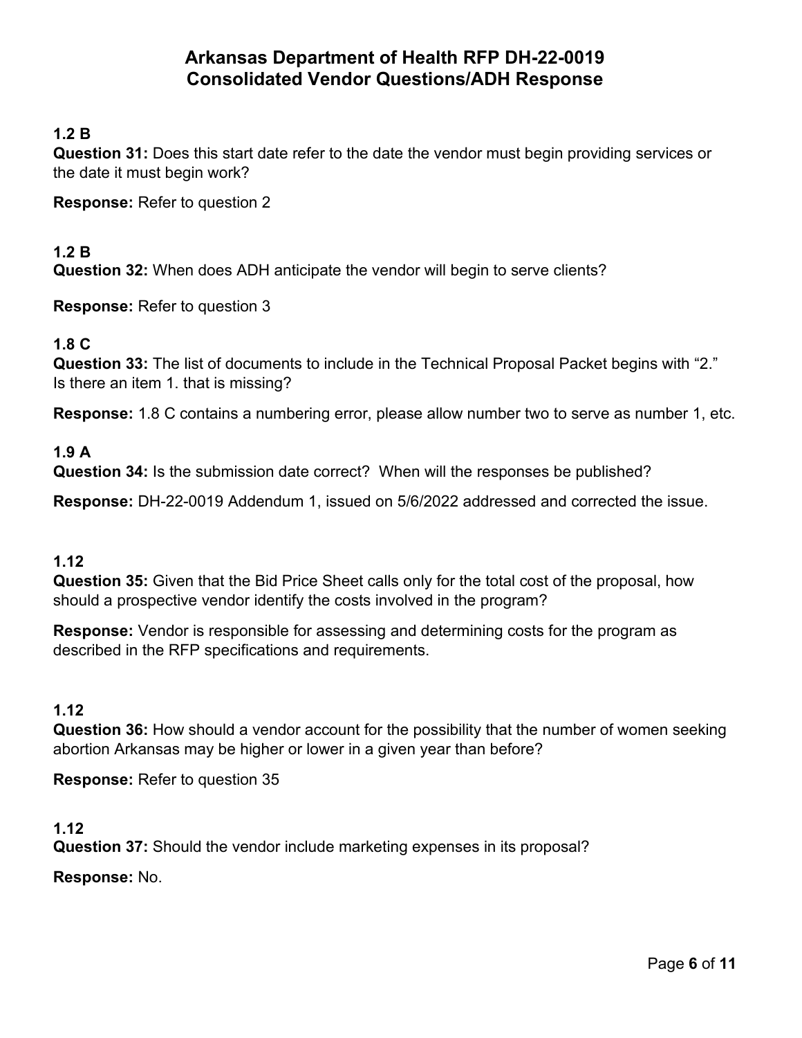# Arkansas Department of Health RFP DH-22-0019
# Consolidated Vendor Questions/ADH Response

**1.2 B**

**Question 31:** Does this start date refer to the date the vendor must begin providing services or the date it must begin work?

**Response:** Refer to question 2

**1.2 B**

**Question 32:** When does ADH anticipate the vendor will begin to serve clients?

**Response:** Refer to question 3

**1.8 C**

**Question 33:** The list of documents to include in the Technical Proposal Packet begins with "2." Is there an item 1. that is missing?

**Response:** 1.8 C contains a numbering error, please allow number two to serve as number 1, etc.

**1.9 A**

**Question 34:** Is the submission date correct? When will the responses be published?

**Response:** DH-22-0019 Addendum 1, issued on 5/6/2022 addressed and corrected the issue.

**1.12**

**Question 35:** Given that the Bid Price Sheet calls only for the total cost of the proposal, how should a prospective vendor identify the costs involved in the program?

**Response:** Vendor is responsible for assessing and determining costs for the program as described in the RFP specifications and requirements.

**1.12**

**Question 36:** How should a vendor account for the possibility that the number of women seeking abortion Arkansas may be higher or lower in a given year than before?

**Response:** Refer to question 35

**1.12**

**Question 37:** Should the vendor include marketing expenses in its proposal?

**Response:** No.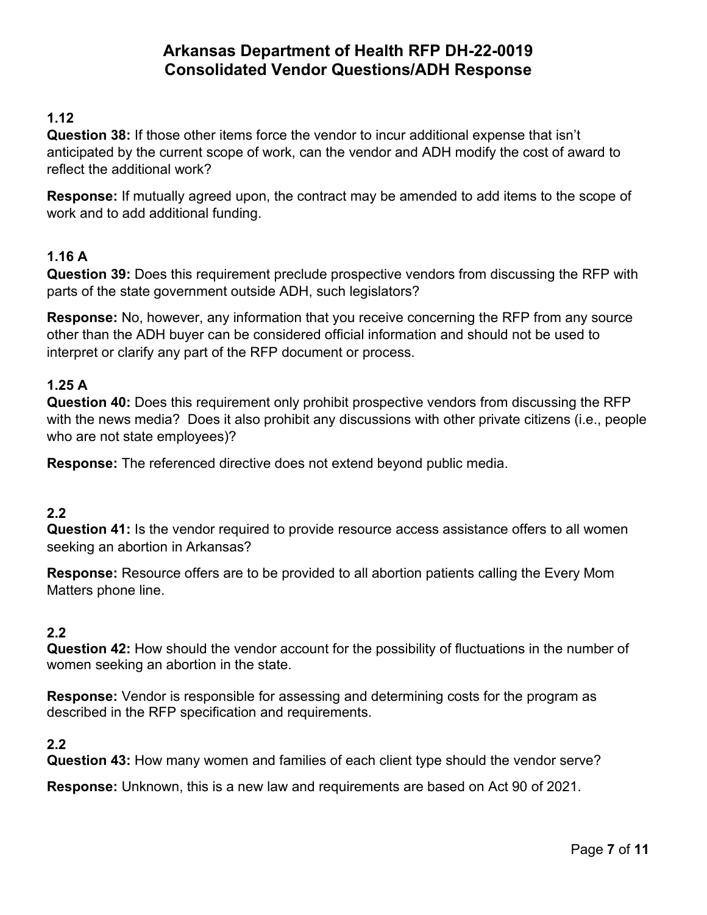# Arkansas Department of Health RFP DH-22-0019
# Consolidated Vendor Questions/ADH Response

**1.12**

**Question 38:** If those other items force the vendor to incur additional expense that isn't anticipated by the current scope of work, can the vendor and ADH modify the cost of award to reflect the additional work?

**Response:** If mutually agreed upon, the contract may be amended to add items to the scope of work and to add additional funding.

**1.16 A**

**Question 39:** Does this requirement preclude prospective vendors from discussing the RFP with parts of the state government outside ADH, such legislators?

**Response:** No, however, any information that you receive concerning the RFP from any source other than the ADH buyer can be considered official information and should not be used to interpret or clarify any part of the RFP document or process.

**1.25 A**

**Question 40:** Does this requirement only prohibit prospective vendors from discussing the RFP with the news media? Does it also prohibit any discussions with other private citizens (i.e., people who are not state employees)?

**Response:** The referenced directive does not extend beyond public media.

**2.2**

**Question 41:** Is the vendor required to provide resource access assistance offers to all women seeking an abortion in Arkansas?

**Response:** Resource offers are to be provided to all abortion patients calling the Every Mom Matters phone line.

**2.2**

**Question 42:** How should the vendor account for the possibility of fluctuations in the number of women seeking an abortion in the state.

**Response:** Vendor is responsible for assessing and determining costs for the program as described in the RFP specification and requirements.

**2.2**

**Question 43:** How many women and families of each client type should the vendor serve?

**Response:** Unknown, this is a new law and requirements are based on Act 90 of 2021.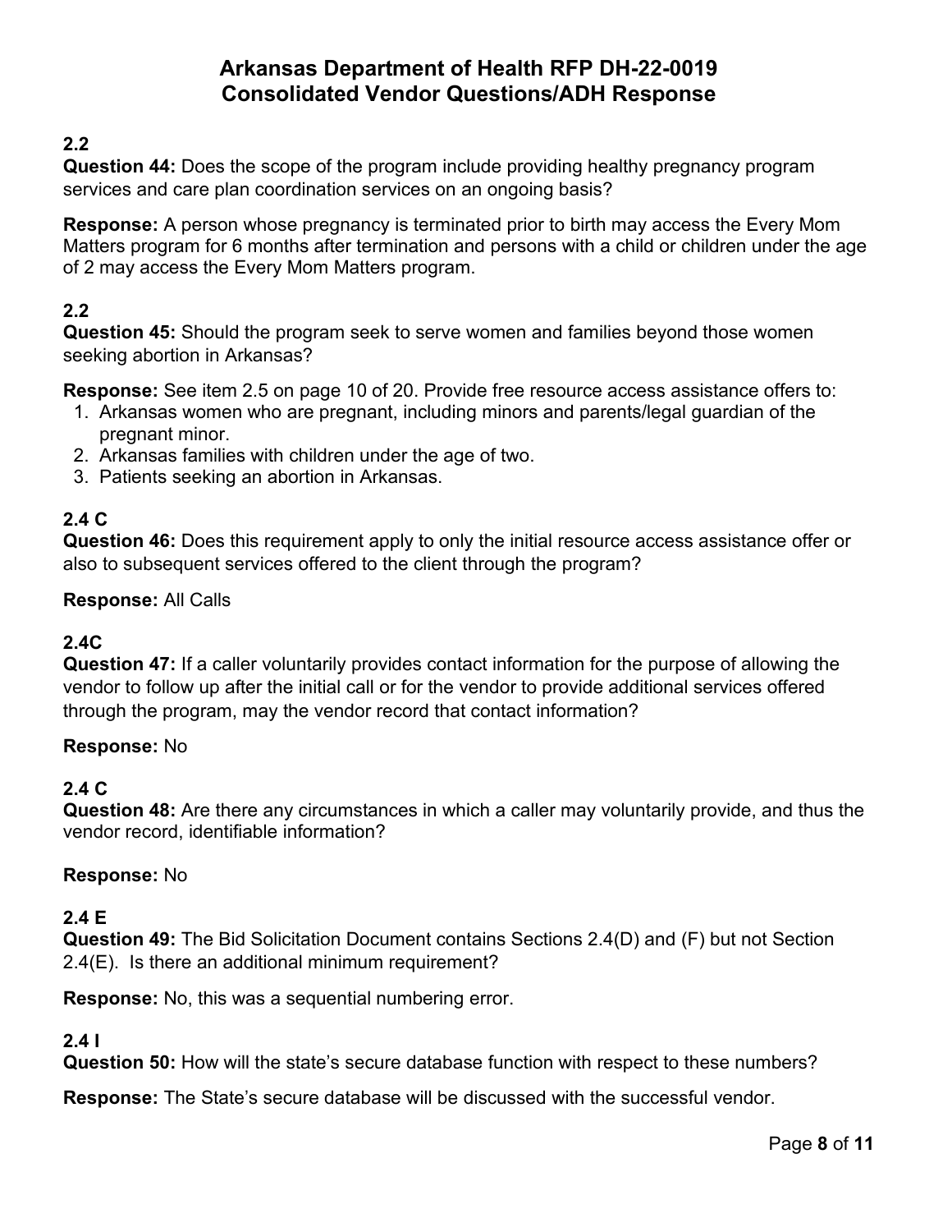# Arkansas Department of Health RFP DH-22-0019
# Consolidated Vendor Questions/ADH Response

**2.2**

**Question 44:** Does the scope of the program include providing healthy pregnancy program services and care plan coordination services on an ongoing basis?

**Response:** A person whose pregnancy is terminated prior to birth may access the Every Mom Matters program for 6 months after termination and persons with a child or children under the age of 2 may access the Every Mom Matters program.

**2.2**

**Question 45:** Should the program seek to serve women and families beyond those women seeking abortion in Arkansas?

**Response:** See item 2.5 on page 10 of 20. Provide free resource access assistance offers to:

1. Arkansas women who are pregnant, including minors and parents/legal guardian of the pregnant minor.
2. Arkansas families with children under the age of two.
3. Patients seeking an abortion in Arkansas.

**2.4 C**

**Question 46:** Does this requirement apply to only the initial resource access assistance offer or also to subsequent services offered to the client through the program?

**Response:** All Calls

**2.4C**

**Question 47:** If a caller voluntarily provides contact information for the purpose of allowing the vendor to follow up after the initial call or for the vendor to provide additional services offered through the program, may the vendor record that contact information?

**Response:** No

**2.4 C**

**Question 48:** Are there any circumstances in which a caller may voluntarily provide, and thus the vendor record, identifiable information?

**Response:** No

**2.4 E**

**Question 49:** The Bid Solicitation Document contains Sections 2.4(D) and (F) but not Section 2.4(E). Is there an additional minimum requirement?

**Response:** No, this was a sequential numbering error.

**2.4 I**

**Question 50:** How will the state's secure database function with respect to these numbers?

**Response:** The State's secure database will be discussed with the successful vendor.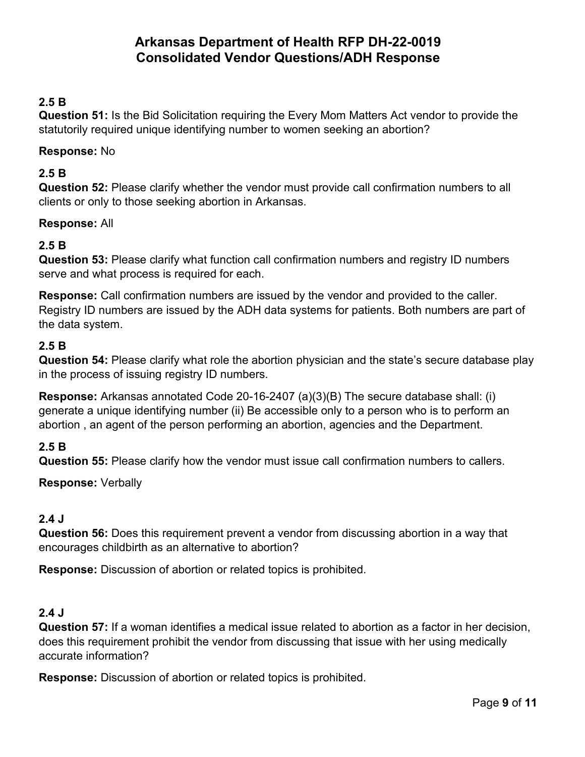# Arkansas Department of Health RFP DH-22-0019
# Consolidated Vendor Questions/ADH Response

**2.5 B**
**Question 51:** Is the Bid Solicitation requiring the Every Mom Matters Act vendor to provide the statutorily required unique identifying number to women seeking an abortion?

**Response:** No

**2.5 B**
**Question 52:** Please clarify whether the vendor must provide call confirmation numbers to all clients or only to those seeking abortion in Arkansas.

**Response:** All

**2.5 B**
**Question 53:** Please clarify what function call confirmation numbers and registry ID numbers serve and what process is required for each.

**Response:** Call confirmation numbers are issued by the vendor and provided to the caller. Registry ID numbers are issued by the ADH data systems for patients. Both numbers are part of the data system.

**2.5 B**
**Question 54:** Please clarify what role the abortion physician and the state's secure database play in the process of issuing registry ID numbers.

**Response:** Arkansas annotated Code 20-16-2407 (a)(3)(B) The secure database shall: (i) generate a unique identifying number (ii) Be accessible only to a person who is to perform an abortion , an agent of the person performing an abortion, agencies and the Department.

**2.5 B**
**Question 55:** Please clarify how the vendor must issue call confirmation numbers to callers.

**Response:** Verbally

**2.4 J**
**Question 56:** Does this requirement prevent a vendor from discussing abortion in a way that encourages childbirth as an alternative to abortion?

**Response:** Discussion of abortion or related topics is prohibited.

**2.4 J**
**Question 57:** If a woman identifies a medical issue related to abortion as a factor in her decision, does this requirement prohibit the vendor from discussing that issue with her using medically accurate information?

**Response:** Discussion of abortion or related topics is prohibited.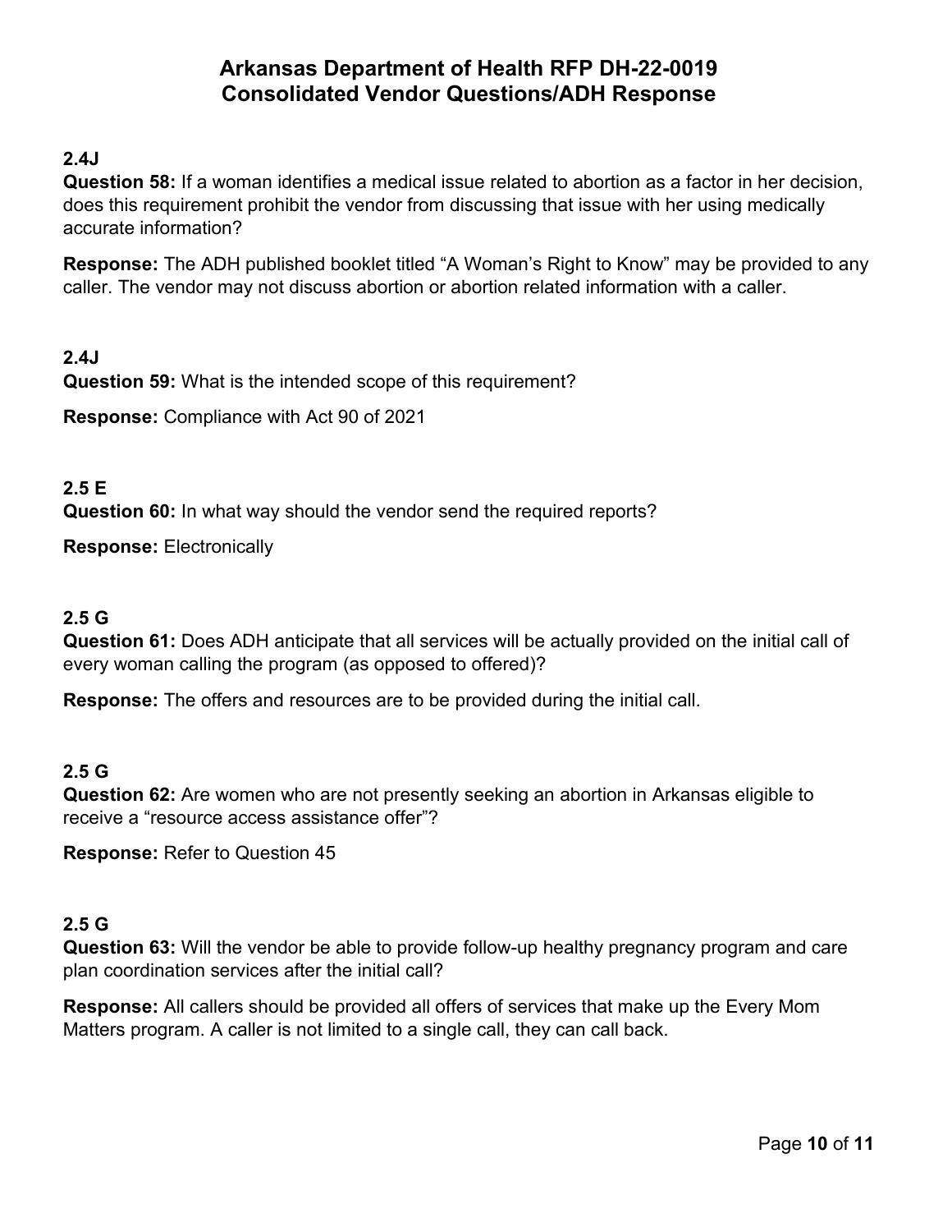# Arkansas Department of Health RFP DH-22-0019
# Consolidated Vendor Questions/ADH Response

**2.4J**

**Question 58:** If a woman identifies a medical issue related to abortion as a factor in her decision, does this requirement prohibit the vendor from discussing that issue with her using medically accurate information?

**Response:** The ADH published booklet titled "A Woman's Right to Know" may be provided to any caller. The vendor may not discuss abortion or abortion related information with a caller.

**2.4J**

**Question 59:** What is the intended scope of this requirement?

**Response:** Compliance with Act 90 of 2021

**2.5 E**

**Question 60:** In what way should the vendor send the required reports?

**Response:** Electronically

**2.5 G**

**Question 61:** Does ADH anticipate that all services will be actually provided on the initial call of every woman calling the program (as opposed to offered)?

**Response:** The offers and resources are to be provided during the initial call.

**2.5 G**

**Question 62:** Are women who are not presently seeking an abortion in Arkansas eligible to receive a "resource access assistance offer"?

**Response:** Refer to Question 45

**2.5 G**

**Question 63:** Will the vendor be able to provide follow-up healthy pregnancy program and care plan coordination services after the initial call?

**Response:** All callers should be provided all offers of services that make up the Every Mom Matters program. A caller is not limited to a single call, they can call back.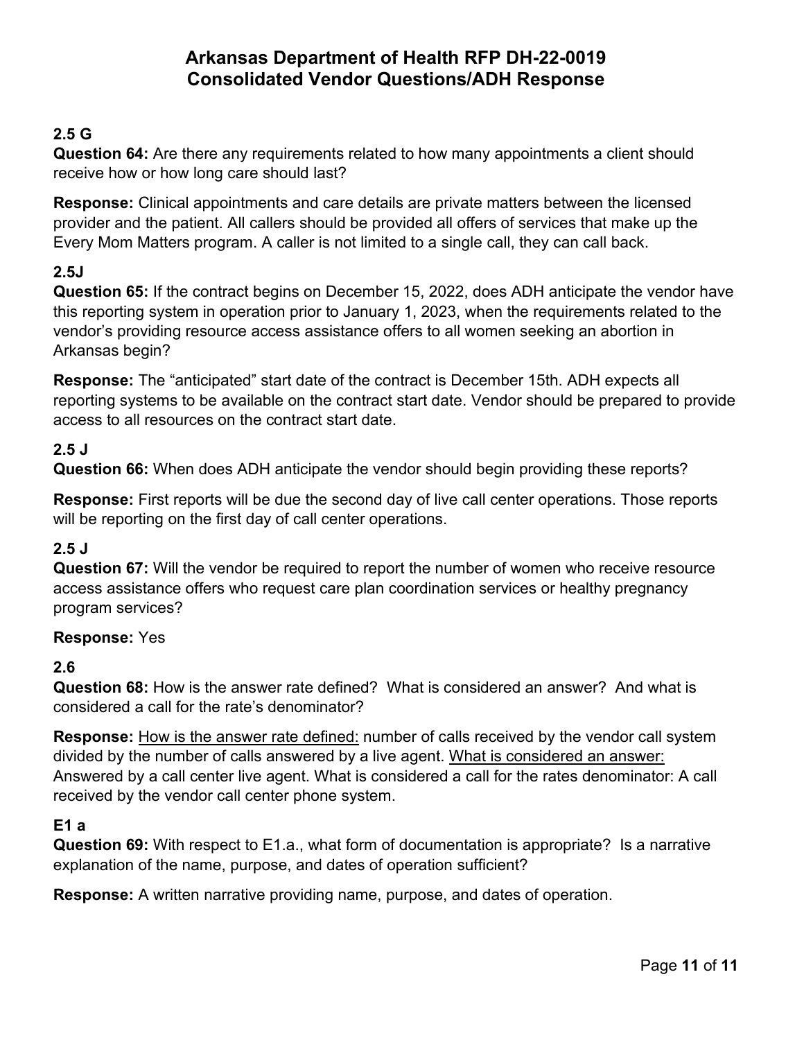# Arkansas Department of Health RFP DH-22-0019
# Consolidated Vendor Questions/ADH Response

**2.5 G**

**Question 64:** Are there any requirements related to how many appointments a client should receive how or how long care should last?

**Response:** Clinical appointments and care details are private matters between the licensed provider and the patient. All callers should be provided all offers of services that make up the Every Mom Matters program. A caller is not limited to a single call, they can call back.

**2.5J**

**Question 65:** If the contract begins on December 15, 2022, does ADH anticipate the vendor have this reporting system in operation prior to January 1, 2023, when the requirements related to the vendor's providing resource access assistance offers to all women seeking an abortion in Arkansas begin?

**Response:** The "anticipated" start date of the contract is December 15th. ADH expects all reporting systems to be available on the contract start date. Vendor should be prepared to provide access to all resources on the contract start date.

**2.5 J**

**Question 66:** When does ADH anticipate the vendor should begin providing these reports?

**Response:** First reports will be due the second day of live call center operations. Those reports will be reporting on the first day of call center operations.

**2.5 J**

**Question 67:** Will the vendor be required to report the number of women who receive resource access assistance offers who request care plan coordination services or healthy pregnancy program services?

**Response:** Yes

**2.6**

**Question 68:** How is the answer rate defined? What is considered an answer? And what is considered a call for the rate's denominator?

**Response:** <u>How is the answer rate defined:</u> number of calls received by the vendor call system divided by the number of calls answered by a live agent. <u>What is considered an answer:</u> Answered by a call center live agent. What is considered a call for the rates denominator: A call received by the vendor call center phone system.

**E1 a**

**Question 69:** With respect to E1.a., what form of documentation is appropriate? Is a narrative explanation of the name, purpose, and dates of operation sufficient?

**Response:** A written narrative providing name, purpose, and dates of operation.